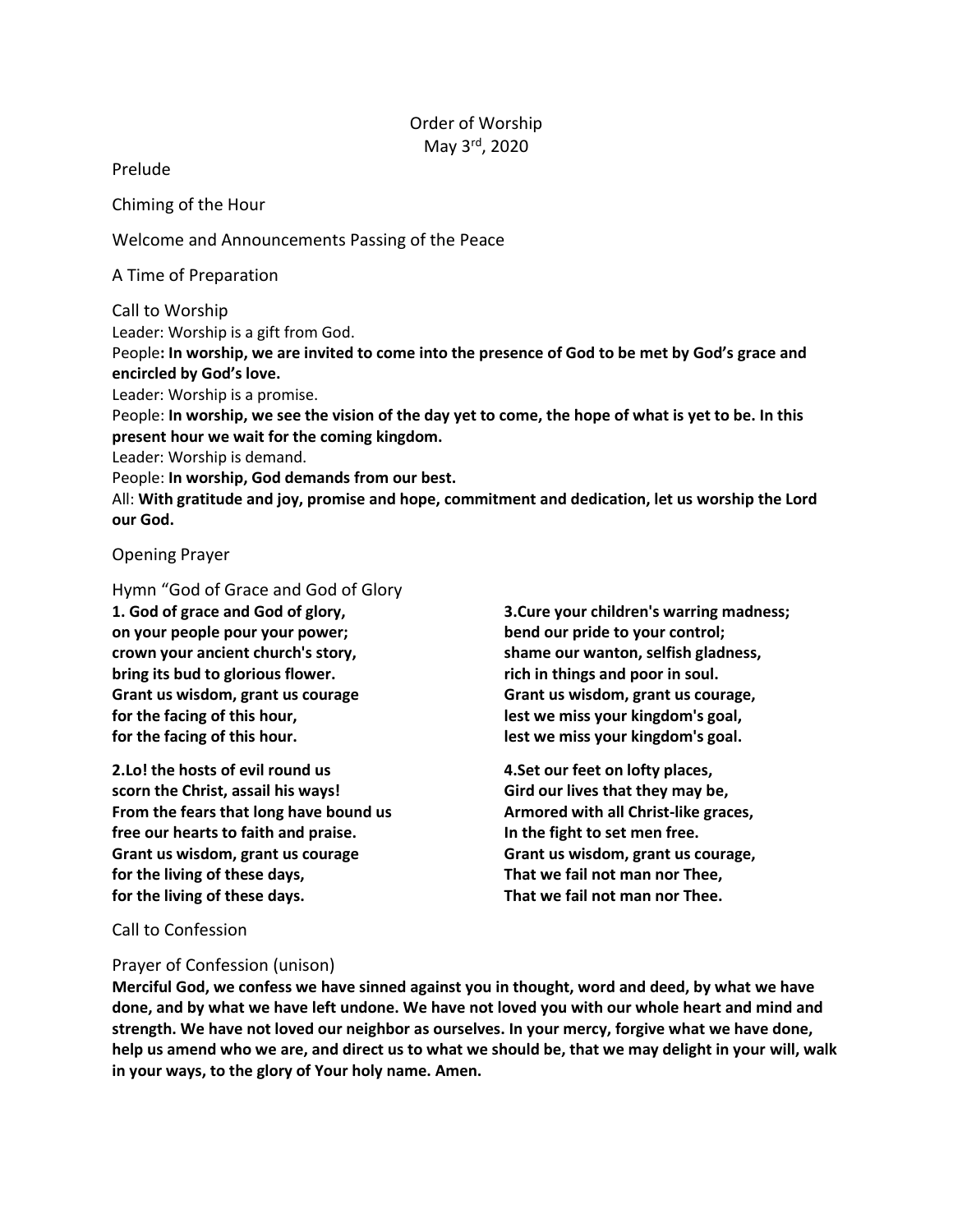# Order of Worship

May 3rd, 2020

Prelude

Chiming of the Hour

Welcome and Announcements Passing of the Peace

A Time of Preparation

## Call to Worship

Leader: Worship is a gift from God.

People**: In worship, we are invited to come into the presence of God to be met by God's grace and encircled by God's love.**

Leader: Worship is a promise.

People: **In worship, we see the vision of the day yet to come, the hope of what is yet to be. In this present hour we wait for the coming kingdom.**

Leader: Worship is demand.

People: **In worship, God demands from our best.**

All: **With gratitude and joy, promise and hope, commitment and dedication, let us worship the Lord our God.**

## Opening Prayer

## Hymn "God of Grace and God of Glory

**1. God of grace and God of glory,**
**on your people pour your power;**
**crown your ancient church's story,**
**bring its bud to glorious flower.**
**Grant us wisdom, grant us courage**
**for the facing of this hour,**
**for the facing of this hour.**

**2.Lo! the hosts of evil round us**
**scorn the Christ, assail his ways!**
**From the fears that long have bound us**
**free our hearts to faith and praise.**
**Grant us wisdom, grant us courage**
**for the living of these days,**
**for the living of these days.**

**3.Cure your children's warring madness;**
**bend our pride to your control;**
**shame our wanton, selfish gladness,**
**rich in things and poor in soul.**
**Grant us wisdom, grant us courage,**
**lest we miss your kingdom's goal,**
**lest we miss your kingdom's goal.**

**4.Set our feet on lofty places,**
**Gird our lives that they may be,**
**Armored with all Christ-like graces,**
**In the fight to set men free.**
**Grant us wisdom, grant us courage,**
**That we fail not man nor Thee,**
**That we fail not man nor Thee.**

## Call to Confession

## Prayer of Confession (unison)

**Merciful God, we confess we have sinned against you in thought, word and deed, by what we have done, and by what we have left undone. We have not loved you with our whole heart and mind and strength. We have not loved our neighbor as ourselves. In your mercy, forgive what we have done, help us amend who we are, and direct us to what we should be, that we may delight in your will, walk in your ways, to the glory of Your holy name. Amen.**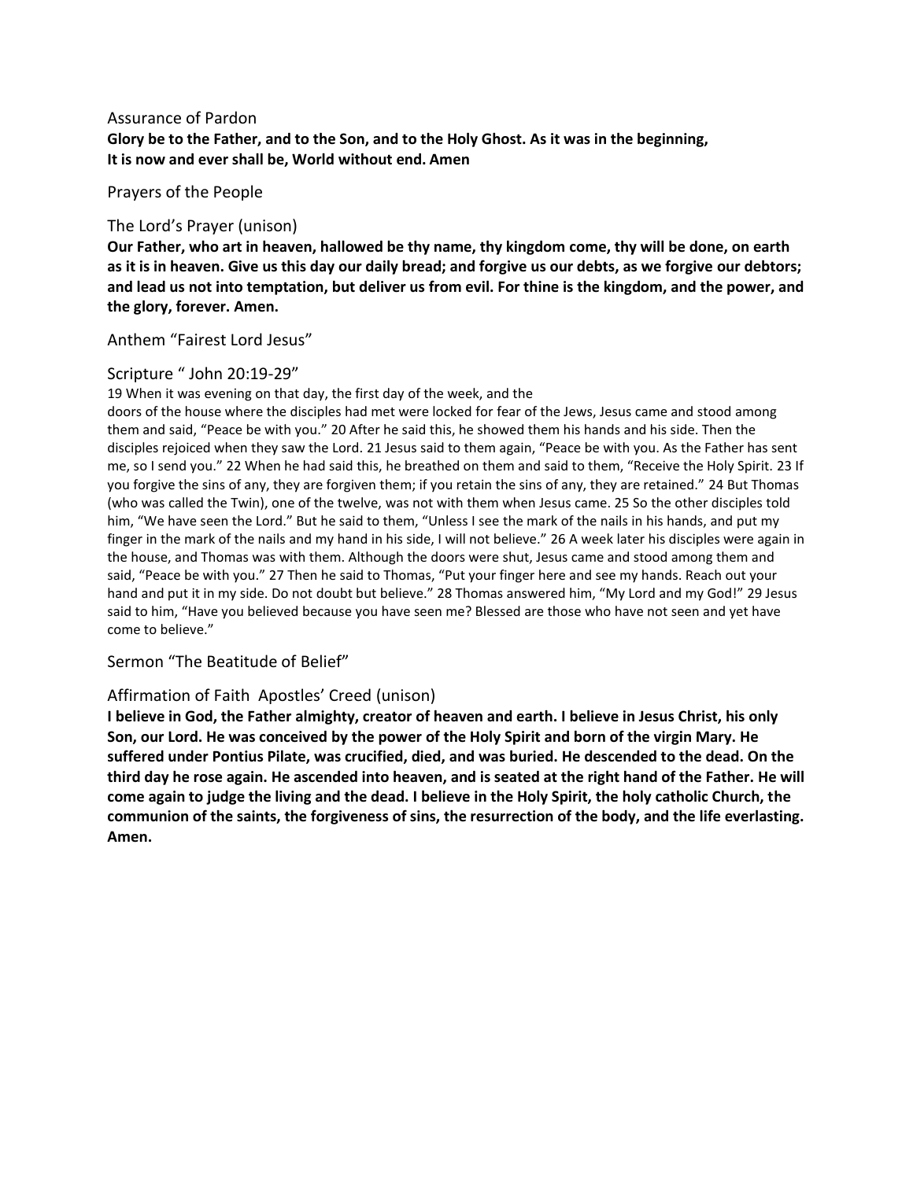Assurance of Pardon

**Glory be to the Father, and to the Son, and to the Holy Ghost. As it was in the beginning, It is now and ever shall be, World without end. Amen**

Prayers of the People

The Lord's Prayer (unison)

**Our Father, who art in heaven, hallowed be thy name, thy kingdom come, thy will be done, on earth as it is in heaven. Give us this day our daily bread; and forgive us our debts, as we forgive our debtors; and lead us not into temptation, but deliver us from evil. For thine is the kingdom, and the power, and the glory, forever. Amen.**

Anthem "Fairest Lord Jesus"

Scripture " John 20:19-29"

19 When it was evening on that day, the first day of the week, and the doors of the house where the disciples had met were locked for fear of the Jews, Jesus came and stood among them and said, "Peace be with you." 20 After he said this, he showed them his hands and his side. Then the disciples rejoiced when they saw the Lord. 21 Jesus said to them again, "Peace be with you. As the Father has sent me, so I send you." 22 When he had said this, he breathed on them and said to them, "Receive the Holy Spirit. 23 If you forgive the sins of any, they are forgiven them; if you retain the sins of any, they are retained." 24 But Thomas (who was called the Twin), one of the twelve, was not with them when Jesus came. 25 So the other disciples told him, "We have seen the Lord." But he said to them, "Unless I see the mark of the nails in his hands, and put my finger in the mark of the nails and my hand in his side, I will not believe." 26 A week later his disciples were again in the house, and Thomas was with them. Although the doors were shut, Jesus came and stood among them and said, "Peace be with you." 27 Then he said to Thomas, "Put your finger here and see my hands. Reach out your hand and put it in my side. Do not doubt but believe." 28 Thomas answered him, "My Lord and my God!" 29 Jesus said to him, "Have you believed because you have seen me? Blessed are those who have not seen and yet have come to believe."

Sermon "The Beatitude of Belief"

Affirmation of Faith Apostles' Creed (unison)

**I believe in God, the Father almighty, creator of heaven and earth. I believe in Jesus Christ, his only Son, our Lord. He was conceived by the power of the Holy Spirit and born of the virgin Mary. He suffered under Pontius Pilate, was crucified, died, and was buried. He descended to the dead. On the third day he rose again. He ascended into heaven, and is seated at the right hand of the Father. He will come again to judge the living and the dead. I believe in the Holy Spirit, the holy catholic Church, the communion of the saints, the forgiveness of sins, the resurrection of the body, and the life everlasting. Amen.**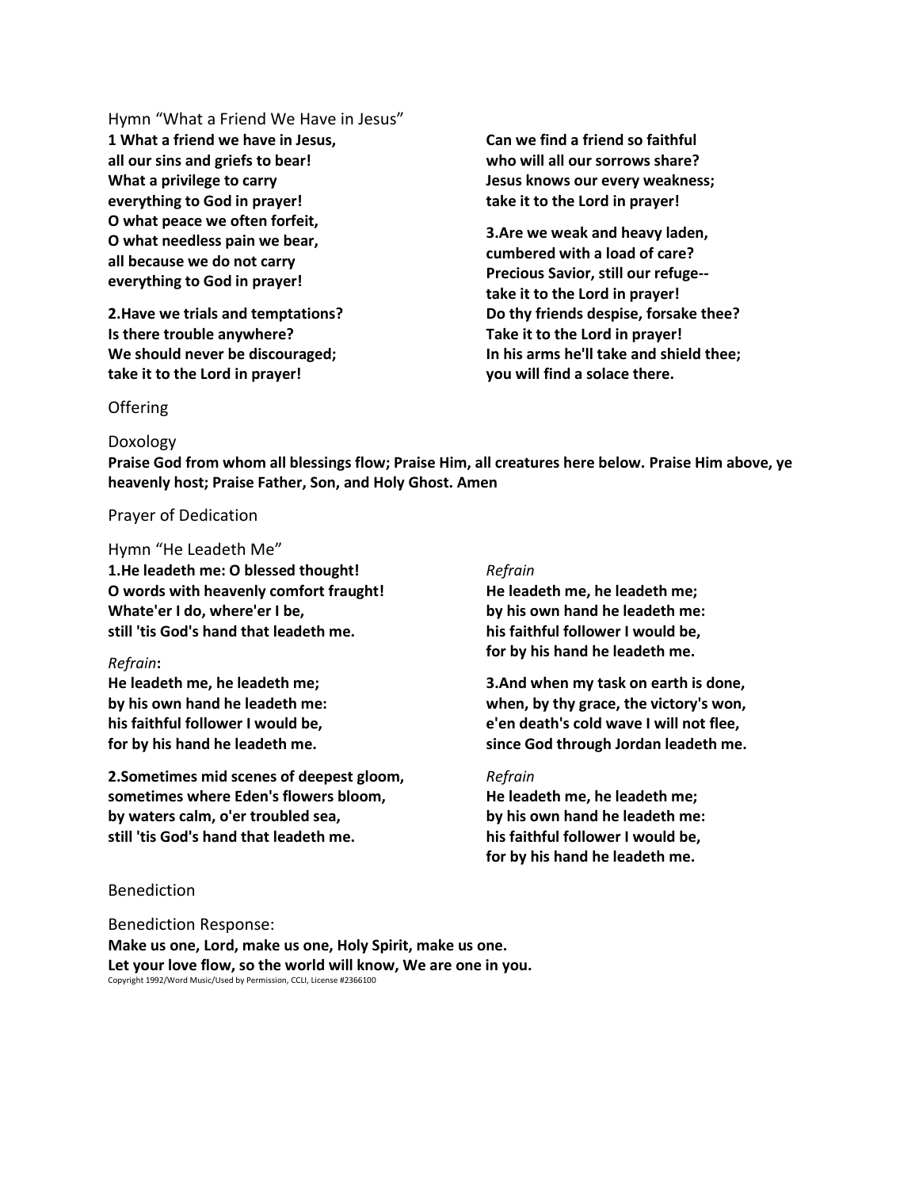Hymn “What a Friend We Have in Jesus”

**1 What a friend we have in Jesus,**
**all our sins and griefs to bear!**
**What a privilege to carry**
**everything to God in prayer!**
**O what peace we often forfeit,**
**O what needless pain we bear,**
**all because we do not carry**
**everything to God in prayer!**

**2.Have we trials and temptations?**
**Is there trouble anywhere?**
**We should never be discouraged;**
**take it to the Lord in prayer!**
**Can we find a friend so faithful**
**who will all our sorrows share?**
**Jesus knows our every weakness;**
**take it to the Lord in prayer!**

**3.Are we weak and heavy laden,**
**cumbered with a load of care?**
**Precious Savior, still our refuge--**
**take it to the Lord in prayer!**
**Do thy friends despise, forsake thee?**
**Take it to the Lord in prayer!**
**In his arms he'll take and shield thee;**
**you will find a solace there.**

Offering

Doxology

**Praise God from whom all blessings flow; Praise Him, all creatures here below. Praise Him above, ye heavenly host; Praise Father, Son, and Holy Ghost. Amen**

Prayer of Dedication

Hymn “He Leadeth Me”

**1.He leadeth me: O blessed thought!**
**O words with heavenly comfort fraught!**
**Whate'er I do, where'er I be,**
**still 'tis God's hand that leadeth me.**

*Refrain***:**
**He leadeth me, he leadeth me;**
**by his own hand he leadeth me:**
**his faithful follower I would be,**
**for by his hand he leadeth me.**

**2.Sometimes mid scenes of deepest gloom,**
**sometimes where Eden's flowers bloom,**
**by waters calm, o'er troubled sea,**
**still 'tis God's hand that leadeth me.**

*Refrain*
**He leadeth me, he leadeth me;**
**by his own hand he leadeth me:**
**his faithful follower I would be,**
**for by his hand he leadeth me.**

**3.And when my task on earth is done,**
**when, by thy grace, the victory's won,**
**e'en death's cold wave I will not flee,**
**since God through Jordan leadeth me.**

*Refrain*
**He leadeth me, he leadeth me;**
**by his own hand he leadeth me:**
**his faithful follower I would be,**
**for by his hand he leadeth me.**

Benediction

Benediction Response:

**Make us one, Lord, make us one, Holy Spirit, make us one.**
**Let your love flow, so the world will know, We are one in you.**

Copyright 1992/Word Music/Used by Permission, CCLI, License #2366100